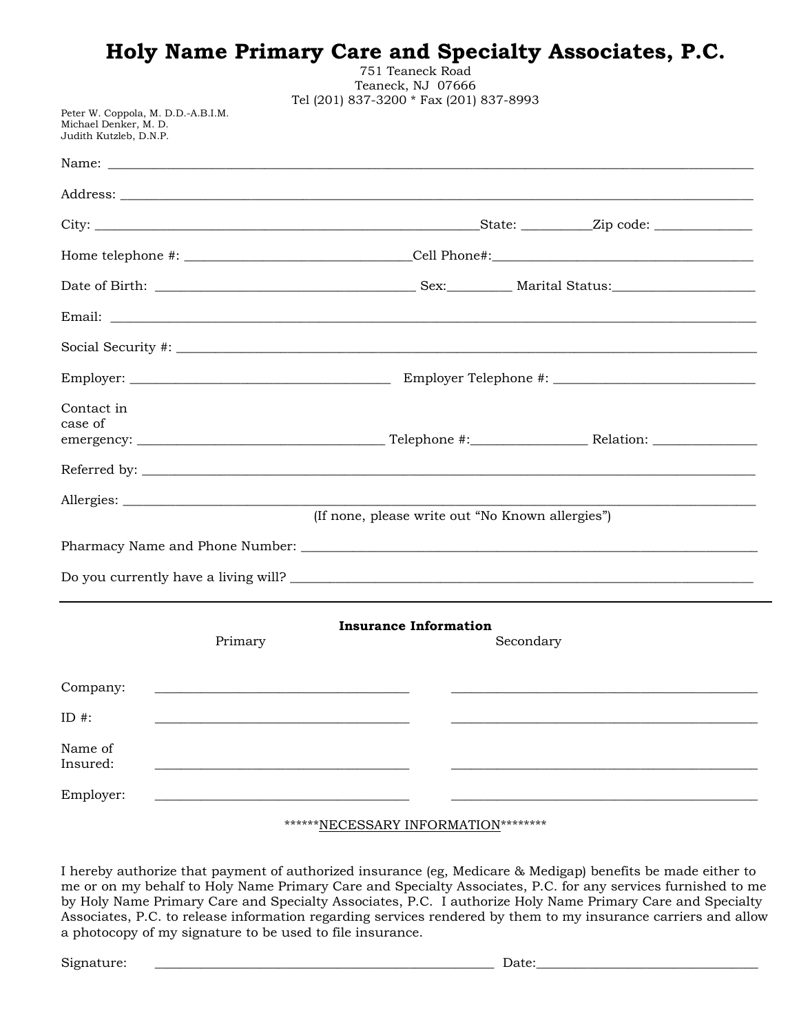# Holy Name Primary Care and Specialty Associates, P.C.

751 Teaneck Road
Teaneck, NJ 07666
Tel (201) 837-3200 * Fax (201) 837-8993

Peter W. Coppola, M. D.D.-A.B.I.M.
Michael Denker, M. D.
Judith Kutzleb, D.N.P.

Name: ______________________________________________________________________________

Address: ____________________________________________________________________________

City: ________________________________________________State: __________Zip code: ______________

Home telephone #: _______________________________Cell Phone#:___________________________________

Date of Birth: ___________________________________ Sex:_________ Marital Status:_____________________

Email: ______________________________________________________________________________

Social Security #: ______________________________________________________________________

Employer: ___________________________________ Employer Telephone #: ____________________________

Contact in case of emergency: _________________________________ Telephone #:________________ Relation: _______________

Referred by: ___________________________________________________________________________

Allergies: ____________________________________________________________________________
(If none, please write out "No Known allergies")

Pharmacy Name and Phone Number: _________________________________________________________

Do you currently have a living will? _______________________________________________________

---

**Insurance Information**

| | Primary | Secondary |
|---|---|---|
| Company: | ______________________________ | ______________________________ |
| ID #: | ______________________________ | ______________________________ |
| Name of Insured: | ______________________________ | ______________________________ |
| Employer: | ______________________________ | ______________________________ |

******NECESSARY INFORMATION********

I hereby authorize that payment of authorized insurance (eg, Medicare & Medigap) benefits be made either to me or on my behalf to Holy Name Primary Care and Specialty Associates, P.C. for any services furnished to me by Holy Name Primary Care and Specialty Associates, P.C. I authorize Holy Name Primary Care and Specialty Associates, P.C. to release information regarding services rendered by them to my insurance carriers and allow a photocopy of my signature to be used to file insurance.

Signature: _____________________________________________ Date:_______________________________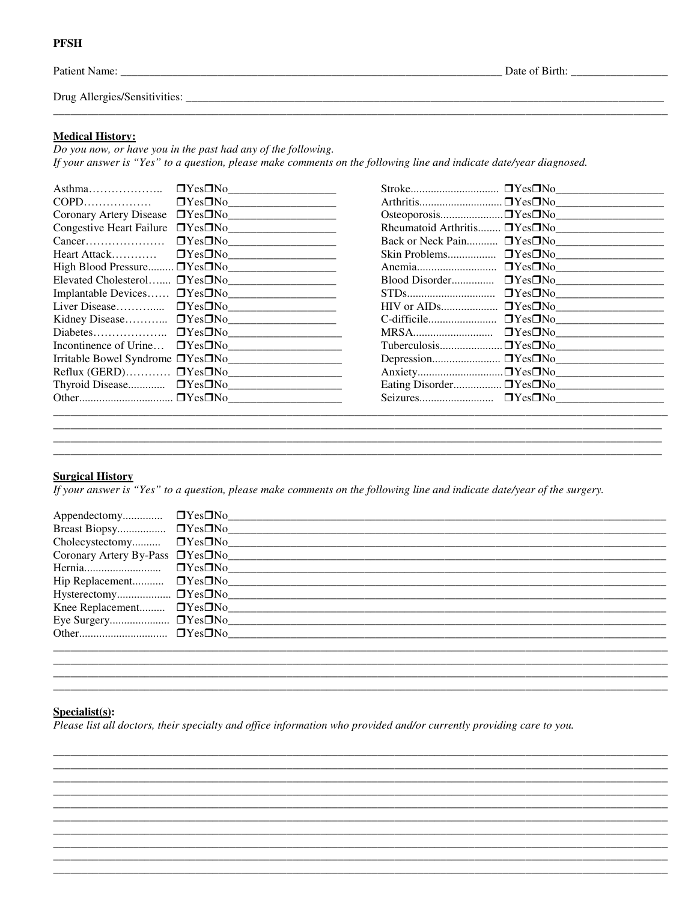**PFSH**

Patient Name: ______________________________________________ Date of Birth: _________________

Drug Allergies/Sensitivities: ____________________________________________________________________

______________________________________________________________________________________________

## Medical History:

*Do you now, or have you in the past had any of the following.*
*If your answer is "Yes" to a question, please make comments on the following line and indicate date/year diagnosed.*

| Condition | Yes/No | Comments | Condition | Yes/No | Comments |
|---|---|---|---|---|---|
| Asthma | ❐Yes❐No | ____________ | Stroke | ❐Yes❐No | ____________ |
| COPD | ❐Yes❐No | ____________ | Arthritis | ❐Yes❐No | ____________ |
| Coronary Artery Disease | ❐Yes❐No | ____________ | Osteoporosis | ❐Yes❐No | ____________ |
| Congestive Heart Failure | ❐Yes❐No | ____________ | Rheumatoid Arthritis | ❐Yes❐No | ____________ |
| Cancer | ❐Yes❐No | ____________ | Back or Neck Pain | ❐Yes❐No | ____________ |
| Heart Attack | ❐Yes❐No | ____________ | Skin Problems | ❐Yes❐No | ____________ |
| High Blood Pressure | ❐Yes❐No | ____________ | Anemia | ❐Yes❐No | ____________ |
| Elevated Cholesterol | ❐Yes❐No | ____________ | Blood Disorder | ❐Yes❐No | ____________ |
| Implantable Devices | ❐Yes❐No | ____________ | STDs | ❐Yes❐No | ____________ |
| Liver Disease | ❐Yes❐No | ____________ | HIV or AIDs | ❐Yes❐No | ____________ |
| Kidney Disease | ❐Yes❐No | ____________ | C-difficile | ❐Yes❐No | ____________ |
| Diabetes | ❐Yes❐No | ____________ | MRSA | ❐Yes❐No | ____________ |
| Incontinence of Urine | ❐Yes❐No | ____________ | Tuberculosis | ❐Yes❐No | ____________ |
| Irritable Bowel Syndrome | ❐Yes❐No | ____________ | Depression | ❐Yes❐No | ____________ |
| Reflux (GERD) | ❐Yes❐No | ____________ | Anxiety | ❐Yes❐No | ____________ |
| Thyroid Disease | ❐Yes❐No | ____________ | Eating Disorder | ❐Yes❐No | ____________ |
| Other | ❐Yes❐No | ____________ | Seizures | ❐Yes❐No | ____________ |

______________________________________________________________________________________________

______________________________________________________________________________________________

______________________________________________________________________________________________

______________________________________________________________________________________________

## Surgical History

*If your answer is "Yes" to a question, please make comments on the following line and indicate date/year of the surgery.*

| Surgery | Yes/No | Comments |
|---|---|---|
| Appendectomy | ❐Yes❐No | ______________________________ |
| Breast Biopsy | ❐Yes❐No | ______________________________ |
| Cholecystectomy | ❐Yes❐No | ______________________________ |
| Coronary Artery By-Pass | ❐Yes❐No | ______________________________ |
| Hernia | ❐Yes❐No | ______________________________ |
| Hip Replacement | ❐Yes❐No | ______________________________ |
| Hysterectomy | ❐Yes❐No | ______________________________ |
| Knee Replacement | ❐Yes❐No | ______________________________ |
| Eye Surgery | ❐Yes❐No | ______________________________ |
| Other | ❐Yes❐No | ______________________________ |

______________________________________________________________________________________________

______________________________________________________________________________________________

______________________________________________________________________________________________

______________________________________________________________________________________________

## Specialist(s):

*Please list all doctors, their specialty and office information who provided and/or currently providing care to you.*

______________________________________________________________________________________________

______________________________________________________________________________________________

______________________________________________________________________________________________

______________________________________________________________________________________________

______________________________________________________________________________________________

______________________________________________________________________________________________

______________________________________________________________________________________________

______________________________________________________________________________________________

______________________________________________________________________________________________

______________________________________________________________________________________________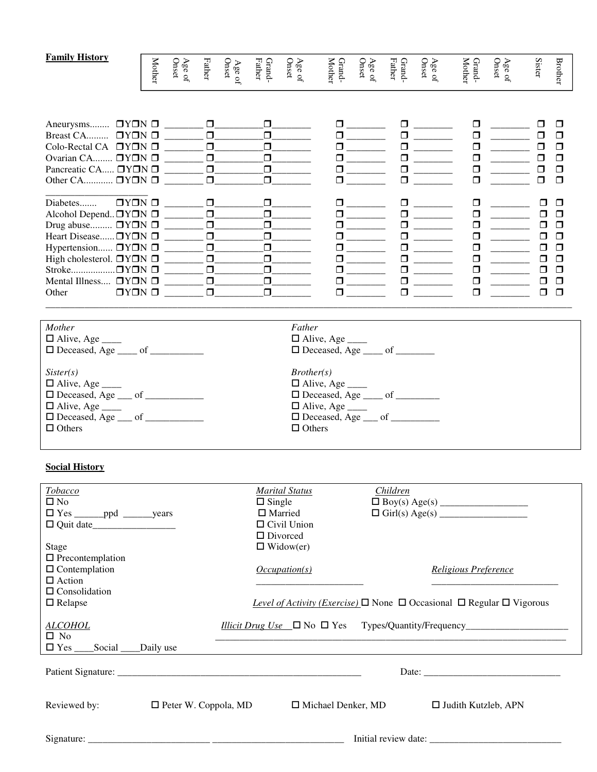**Family History**

| | | Mother | Age of Onset | Father | Age of Onset | Grand-Father | Age of Onset | Grand-Mother | Age of Onset | Grand-Father | Age of Onset | Grand-Mother | Age of Onset | Sister | Brother |
|---|---|---|---|---|---|---|---|---|---|---|---|---|---|---|---|
| Aneurysms........ | ❐Y❐N | ❐ | ________ | ❐ | __________ | ❐ | ________ | ❐ | ________ | ❐ | ________ | ❐ | ________ | ❐ | ❐ |
| Breast CA......... | ❐Y❐N | ❐ | ________ | ❐ | __________ | ❐ | ________ | ❐ | ________ | ❐ | ________ | ❐ | ________ | ❐ | ❐ |
| Colo-Rectal CA | ❐Y❐N | ❐ | ________ | ❐ | __________ | ❐ | ________ | ❐ | ________ | ❐ | ________ | ❐ | ________ | ❐ | ❐ |
| Ovarian CA........ | ❐Y❐N | ❐ | ________ | ❐ | __________ | ❐ | ________ | ❐ | ________ | ❐ | ________ | ❐ | ________ | ❐ | ❐ |
| Pancreatic CA..... | ❐Y❐N | ❐ | ________ | ❐ | __________ | ❐ | ________ | ❐ | ________ | ❐ | ________ | ❐ | ________ | ❐ | ❐ |
| Other CA........... | ❐Y❐N | ❐ | ________ | ❐ | __________ | ❐ | ________ | ❐ | ________ | ❐ | ________ | ❐ | ________ | ❐ | ❐ |
| ____________________ | | | | | | | | | | | | | | | |
| Diabetes....... | ❐Y❐N | ❐ | ________ | ❐ | __________ | ❐ | ________ | ❐ | ________ | ❐ | ________ | ❐ | ________ | ❐ | ❐ |
| Alcohol Depend.. | ❐Y❐N | ❐ | ________ | ❐ | __________ | ❐ | ________ | ❐ | ________ | ❐ | ________ | ❐ | ________ | ❐ | ❐ |
| Drug abuse......... | ❐Y❐N | ❐ | ________ | ❐ | __________ | ❐ | ________ | ❐ | ________ | ❐ | ________ | ❐ | ________ | ❐ | ❐ |
| Heart Disease...... | ❐Y❐N | ❐ | ________ | ❐ | __________ | ❐ | ________ | ❐ | ________ | ❐ | ________ | ❐ | ________ | ❐ | ❐ |
| Hypertension...... | ❐Y❐N | ❐ | ________ | ❐ | __________ | ❐ | ________ | ❐ | ________ | ❐ | ________ | ❐ | ________ | ❐ | ❐ |
| High cholesterol. | ❐Y❐N | ❐ | ________ | ❐ | __________ | ❐ | ________ | ❐ | ________ | ❐ | ________ | ❐ | ________ | ❐ | ❐ |
| Stroke.................. | ❐Y❐N | ❐ | ________ | ❐ | __________ | ❐ | ________ | ❐ | ________ | ❐ | ________ | ❐ | ________ | ❐ | ❐ |
| Mental Illness.... | ❐Y❐N | ❐ | ________ | ❐ | __________ | ❐ | ________ | ❐ | ________ | ❐ | ________ | ❐ | ________ | ❐ | ❐ |
| Other | ❐Y❐N | ❐ | ________ | ❐ | __________ | ❐ | ________ | ❐ | ________ | ❐ | ________ | ❐ | ________ | ❐ | ❐ |

*Mother*
☐ Alive, Age ____
☐ Deceased, Age ____ of ___________

*Father*
☐ Alive, Age ____
☐ Deceased, Age ____ of ________

*Sister(s)*
☐ Alive, Age ____
☐ Deceased, Age ___ of ____________
☐ Alive, Age ____
☐ Deceased, Age ___ of ____________
☐ Others

*Brother(s)*
☐ Alive, Age ____
☐ Deceased, Age ____ of _________
☐ Alive, Age ____
☐ Deceased, Age ___ of __________
☐ Others

**Social History**

*Tobacco*
☐ No
☐ Yes ______ppd ______years
☐ Quit date_________________

Stage
☐ Precontemplation
☐ Contemplation
☐ Action
☐ Consolidation
☐ Relapse

*Marital Status*
☐ Single
☐ Married
☐ Civil Union
☐ Divorced
☐ Widow(er)

*Children*
☐ Boy(s) Age(s) __________________
☐ Girl(s) Age(s) __________________

*Occupation(s)*
______________________

*Religious Preference*
__________________________

*Level of Activity (Exercise)* ☐ None ☐ Occasional ☐ Regular ☐ Vigorous

*ALCOHOL*
☐ No
☐ Yes ____Social ____Daily use

*Illicit Drug Use* ☐ No ☐ Yes Types/Quantity/Frequency_____________________
_____________________________________________________________________________

Patient Signature: ___________________________________________________ Date: _____________________________

Reviewed by: ☐ Peter W. Coppola, MD ☐ Michael Denker, MD ☐ Judith Kutzleb, APN

Signature: _________________________ ___________________________ Initial review date: ___________________________